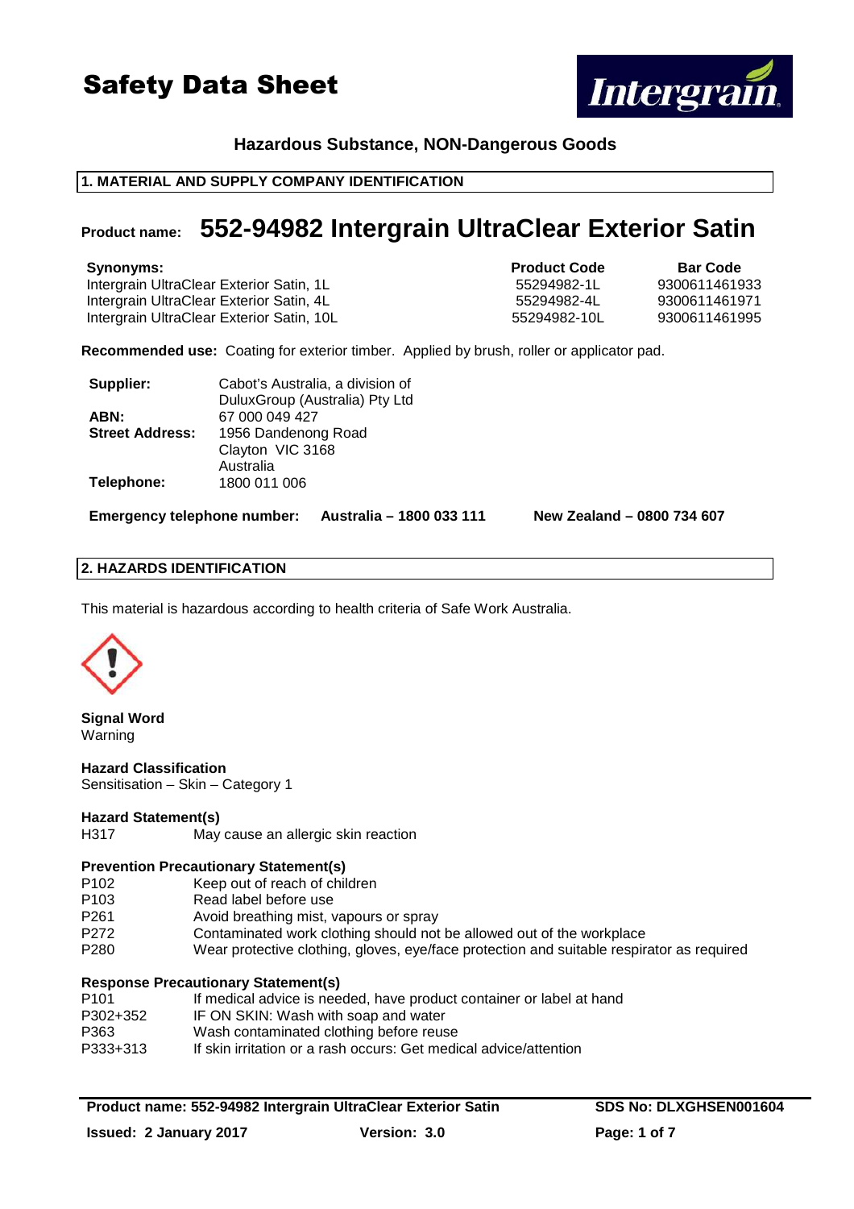# Safety Data Sheet

**Hazardous Substance, NON-Dangerous Goods**

## 1. MATERIAL AND SUPPLY COMPANY IDENTIFICATION

**Product name:** **552-94982 Intergrain UltraClear Exterior Satin**

| Synonyms: | Product Code | Bar Code |
|---|---|---|
| Intergrain UltraClear Exterior Satin, 1L | 55294982-1L | 9300611461933 |
| Intergrain UltraClear Exterior Satin, 4L | 55294982-4L | 9300611461971 |
| Intergrain UltraClear Exterior Satin, 10L | 55294982-10L | 9300611461995 |

**Recommended use:** Coating for exterior timber. Applied by brush, roller or applicator pad.

**Supplier:** Cabot's Australia, a division of DuluxGroup (Australia) Pty Ltd
**ABN:** 67 000 049 427
**Street Address:** 1956 Dandenong Road
Clayton VIC 3168
Australia
**Telephone:** 1800 011 006

**Emergency telephone number:** **Australia – 1800 033 111** **New Zealand – 0800 734 607**

## 2. HAZARDS IDENTIFICATION

This material is hazardous according to health criteria of Safe Work Australia.

**Signal Word**
Warning

**Hazard Classification**
Sensitisation – Skin – Category 1

**Hazard Statement(s)**
H317 May cause an allergic skin reaction

**Prevention Precautionary Statement(s)**
P102 Keep out of reach of children
P103 Read label before use
P261 Avoid breathing mist, vapours or spray
P272 Contaminated work clothing should not be allowed out of the workplace
P280 Wear protective clothing, gloves, eye/face protection and suitable respirator as required

**Response Precautionary Statement(s)**
P101 If medical advice is needed, have product container or label at hand
P302+352 IF ON SKIN: Wash with soap and water
P363 Wash contaminated clothing before reuse
P333+313 If skin irritation or a rash occurs: Get medical advice/attention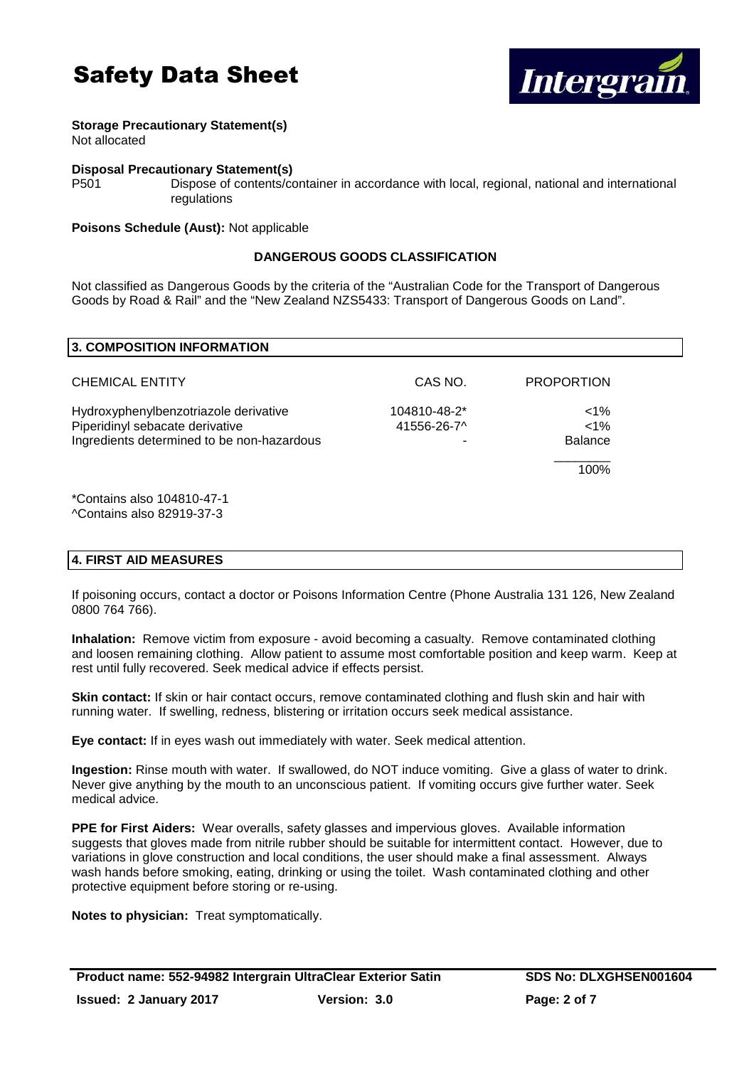**Storage Precautionary Statement(s)**
Not allocated

**Disposal Precautionary Statement(s)**
P501 Dispose of contents/container in accordance with local, regional, national and international regulations

**Poisons Schedule (Aust):** Not applicable

**DANGEROUS GOODS CLASSIFICATION**

Not classified as Dangerous Goods by the criteria of the "Australian Code for the Transport of Dangerous Goods by Road & Rail" and the "New Zealand NZS5433: Transport of Dangerous Goods on Land".

## 3. COMPOSITION INFORMATION

| CHEMICAL ENTITY | CAS NO. | PROPORTION |
|---|---|---|
| Hydroxyphenylbenzotriazole derivative | 104810-48-2* | <1% |
| Piperidinyl sebacate derivative | 41556-26-7^ | <1% |
| Ingredients determined to be non-hazardous | - | Balance |
| | | 100% |

*Contains also 104810-47-1
^Contains also 82919-37-3

## 4. FIRST AID MEASURES

If poisoning occurs, contact a doctor or Poisons Information Centre (Phone Australia 131 126, New Zealand 0800 764 766).

**Inhalation:** Remove victim from exposure - avoid becoming a casualty. Remove contaminated clothing and loosen remaining clothing. Allow patient to assume most comfortable position and keep warm. Keep at rest until fully recovered. Seek medical advice if effects persist.

**Skin contact:** If skin or hair contact occurs, remove contaminated clothing and flush skin and hair with running water. If swelling, redness, blistering or irritation occurs seek medical assistance.

**Eye contact:** If in eyes wash out immediately with water. Seek medical attention.

**Ingestion:** Rinse mouth with water. If swallowed, do NOT induce vomiting. Give a glass of water to drink. Never give anything by the mouth to an unconscious patient. If vomiting occurs give further water. Seek medical advice.

**PPE for First Aiders:** Wear overalls, safety glasses and impervious gloves. Available information suggests that gloves made from nitrile rubber should be suitable for intermittent contact. However, due to variations in glove construction and local conditions, the user should make a final assessment. Always wash hands before smoking, eating, drinking or using the toilet. Wash contaminated clothing and other protective equipment before storing or re-using.

**Notes to physician:** Treat symptomatically.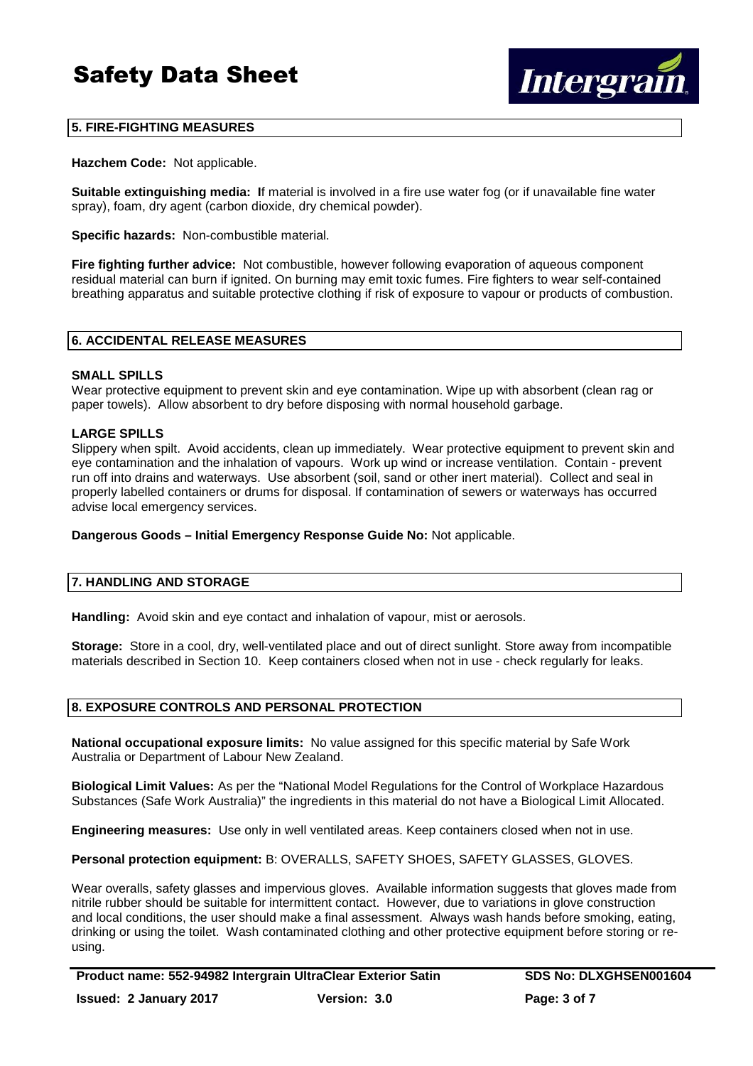## 5. FIRE-FIGHTING MEASURES

**Hazchem Code:** Not applicable.

**Suitable extinguishing media:** If material is involved in a fire use water fog (or if unavailable fine water spray), foam, dry agent (carbon dioxide, dry chemical powder).

**Specific hazards:** Non-combustible material.

**Fire fighting further advice:** Not combustible, however following evaporation of aqueous component residual material can burn if ignited. On burning may emit toxic fumes. Fire fighters to wear self-contained breathing apparatus and suitable protective clothing if risk of exposure to vapour or products of combustion.

## 6. ACCIDENTAL RELEASE MEASURES

**SMALL SPILLS**

Wear protective equipment to prevent skin and eye contamination. Wipe up with absorbent (clean rag or paper towels). Allow absorbent to dry before disposing with normal household garbage.

**LARGE SPILLS**

Slippery when spilt. Avoid accidents, clean up immediately. Wear protective equipment to prevent skin and eye contamination and the inhalation of vapours. Work up wind or increase ventilation. Contain - prevent run off into drains and waterways. Use absorbent (soil, sand or other inert material). Collect and seal in properly labelled containers or drums for disposal. If contamination of sewers or waterways has occurred advise local emergency services.

**Dangerous Goods – Initial Emergency Response Guide No:** Not applicable.

## 7. HANDLING AND STORAGE

**Handling:** Avoid skin and eye contact and inhalation of vapour, mist or aerosols.

**Storage:** Store in a cool, dry, well-ventilated place and out of direct sunlight. Store away from incompatible materials described in Section 10. Keep containers closed when not in use - check regularly for leaks.

## 8. EXPOSURE CONTROLS AND PERSONAL PROTECTION

**National occupational exposure limits:** No value assigned for this specific material by Safe Work Australia or Department of Labour New Zealand.

**Biological Limit Values:** As per the "National Model Regulations for the Control of Workplace Hazardous Substances (Safe Work Australia)" the ingredients in this material do not have a Biological Limit Allocated.

**Engineering measures:** Use only in well ventilated areas. Keep containers closed when not in use.

**Personal protection equipment:** B: OVERALLS, SAFETY SHOES, SAFETY GLASSES, GLOVES.

Wear overalls, safety glasses and impervious gloves. Available information suggests that gloves made from nitrile rubber should be suitable for intermittent contact. However, due to variations in glove construction and local conditions, the user should make a final assessment. Always wash hands before smoking, eating, drinking or using the toilet. Wash contaminated clothing and other protective equipment before storing or re-using.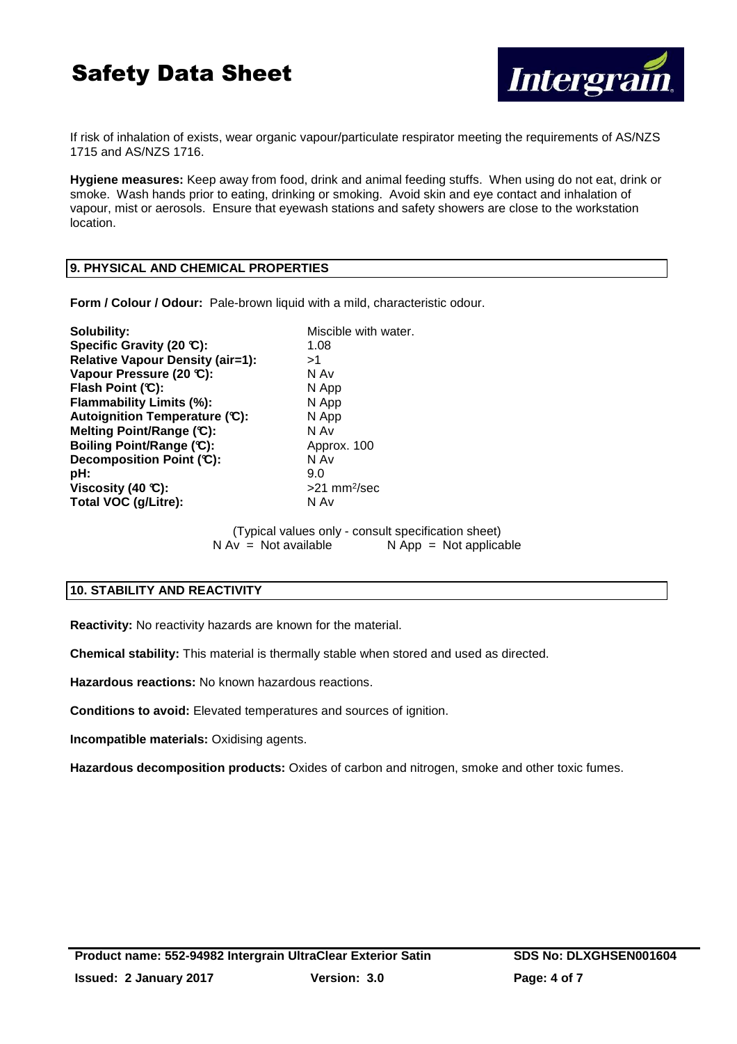If risk of inhalation of exists, wear organic vapour/particulate respirator meeting the requirements of AS/NZS 1715 and AS/NZS 1716.

**Hygiene measures:** Keep away from food, drink and animal feeding stuffs. When using do not eat, drink or smoke. Wash hands prior to eating, drinking or smoking. Avoid skin and eye contact and inhalation of vapour, mist or aerosols. Ensure that eyewash stations and safety showers are close to the workstation location.

## 9. PHYSICAL AND CHEMICAL PROPERTIES

**Form / Colour / Odour:** Pale-brown liquid with a mild, characteristic odour.

| | |
|---|---|
| **Solubility:** | Miscible with water. |
| **Specific Gravity (20 °C):** | 1.08 |
| **Relative Vapour Density (air=1):** | >1 |
| **Vapour Pressure (20 °C):** | N Av |
| **Flash Point (°C):** | N App |
| **Flammability Limits (%):** | N App |
| **Autoignition Temperature (°C):** | N App |
| **Melting Point/Range (°C):** | N Av |
| **Boiling Point/Range (°C):** | Approx. 100 |
| **Decomposition Point (°C):** | N Av |
| **pH:** | 9.0 |
| **Viscosity (40 °C):** | >21 $mm^2$/sec |
| **Total VOC (g/Litre):** | N Av |

(Typical values only - consult specification sheet)
N Av = Not available N App = Not applicable

## 10. STABILITY AND REACTIVITY

**Reactivity:** No reactivity hazards are known for the material.

**Chemical stability:** This material is thermally stable when stored and used as directed.

**Hazardous reactions:** No known hazardous reactions.

**Conditions to avoid:** Elevated temperatures and sources of ignition.

**Incompatible materials:** Oxidising agents.

**Hazardous decomposition products:** Oxides of carbon and nitrogen, smoke and other toxic fumes.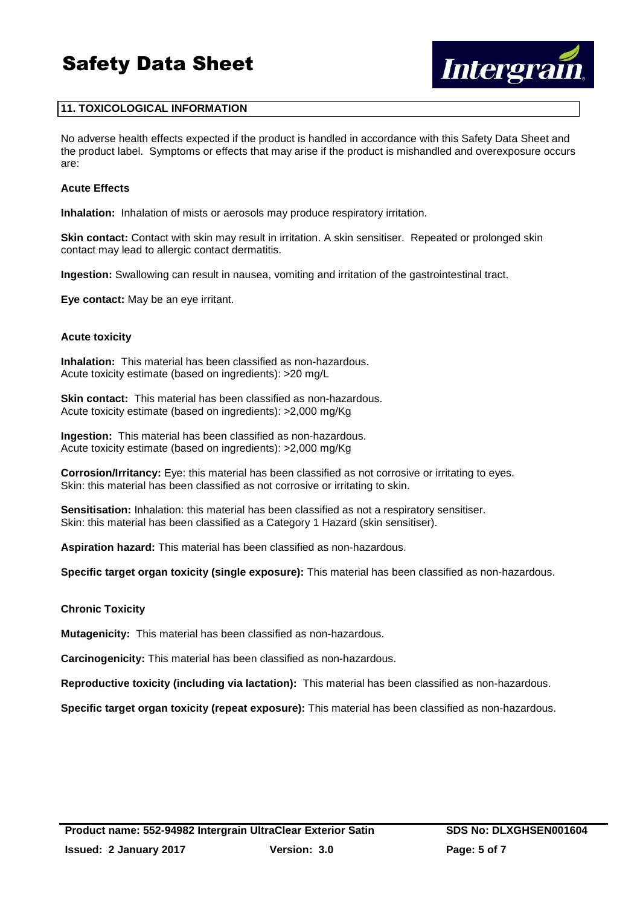## 11. TOXICOLOGICAL INFORMATION

No adverse health effects expected if the product is handled in accordance with this Safety Data Sheet and the product label. Symptoms or effects that may arise if the product is mishandled and overexposure occurs are:

### Acute Effects

**Inhalation:** Inhalation of mists or aerosols may produce respiratory irritation.

**Skin contact:** Contact with skin may result in irritation. A skin sensitiser. Repeated or prolonged skin contact may lead to allergic contact dermatitis.

**Ingestion:** Swallowing can result in nausea, vomiting and irritation of the gastrointestinal tract.

**Eye contact:** May be an eye irritant.

### Acute toxicity

**Inhalation:** This material has been classified as non-hazardous.
Acute toxicity estimate (based on ingredients): >20 mg/L

**Skin contact:** This material has been classified as non-hazardous.
Acute toxicity estimate (based on ingredients): >2,000 mg/Kg

**Ingestion:** This material has been classified as non-hazardous.
Acute toxicity estimate (based on ingredients): >2,000 mg/Kg

**Corrosion/Irritancy:** Eye: this material has been classified as not corrosive or irritating to eyes.
Skin: this material has been classified as not corrosive or irritating to skin.

**Sensitisation:** Inhalation: this material has been classified as not a respiratory sensitiser.
Skin: this material has been classified as a Category 1 Hazard (skin sensitiser).

**Aspiration hazard:** This material has been classified as non-hazardous.

**Specific target organ toxicity (single exposure):** This material has been classified as non-hazardous.

### Chronic Toxicity

**Mutagenicity:** This material has been classified as non-hazardous.

**Carcinogenicity:** This material has been classified as non-hazardous.

**Reproductive toxicity (including via lactation):** This material has been classified as non-hazardous.

**Specific target organ toxicity (repeat exposure):** This material has been classified as non-hazardous.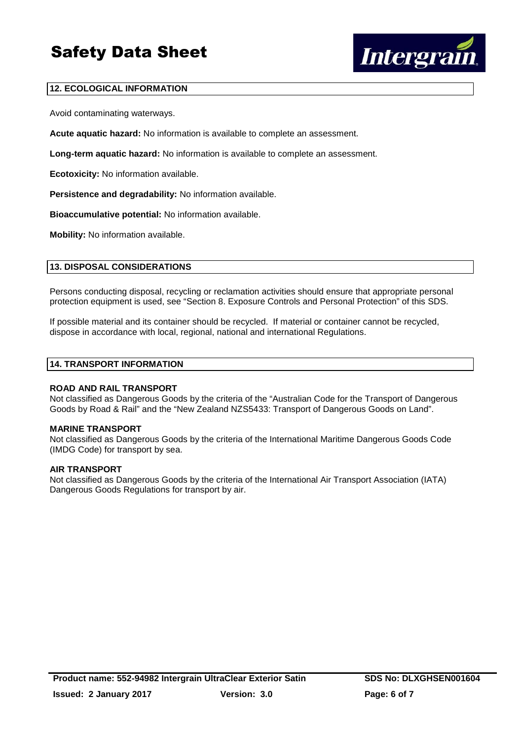## 12. ECOLOGICAL INFORMATION

Avoid contaminating waterways.

**Acute aquatic hazard:** No information is available to complete an assessment.

**Long-term aquatic hazard:** No information is available to complete an assessment.

**Ecotoxicity:** No information available.

**Persistence and degradability:** No information available.

**Bioaccumulative potential:** No information available.

**Mobility:** No information available.

## 13. DISPOSAL CONSIDERATIONS

Persons conducting disposal, recycling or reclamation activities should ensure that appropriate personal protection equipment is used, see "Section 8. Exposure Controls and Personal Protection" of this SDS.

If possible material and its container should be recycled. If material or container cannot be recycled, dispose in accordance with local, regional, national and international Regulations.

## 14. TRANSPORT INFORMATION

**ROAD AND RAIL TRANSPORT**
Not classified as Dangerous Goods by the criteria of the "Australian Code for the Transport of Dangerous Goods by Road & Rail" and the "New Zealand NZS5433: Transport of Dangerous Goods on Land".

**MARINE TRANSPORT**
Not classified as Dangerous Goods by the criteria of the International Maritime Dangerous Goods Code (IMDG Code) for transport by sea.

**AIR TRANSPORT**
Not classified as Dangerous Goods by the criteria of the International Air Transport Association (IATA) Dangerous Goods Regulations for transport by air.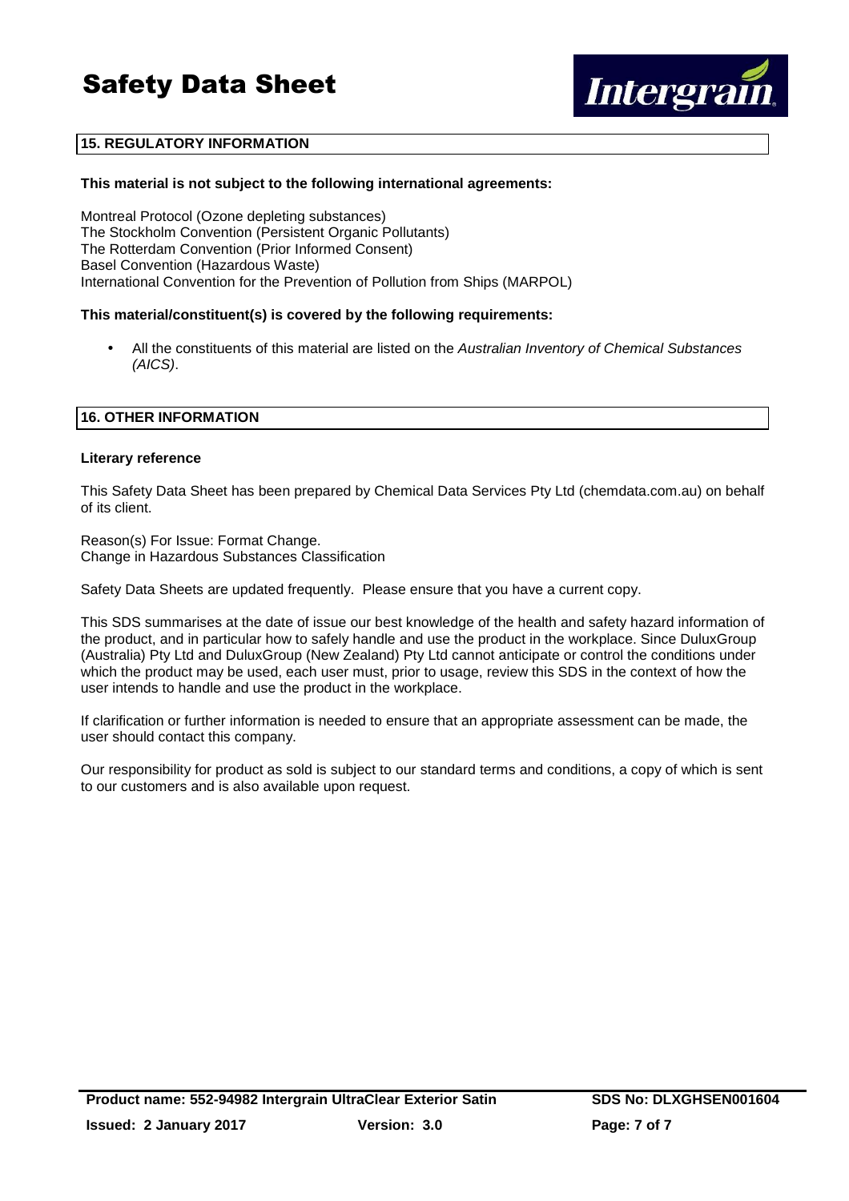## 15. REGULATORY INFORMATION

**This material is not subject to the following international agreements:**

Montreal Protocol (Ozone depleting substances)
The Stockholm Convention (Persistent Organic Pollutants)
The Rotterdam Convention (Prior Informed Consent)
Basel Convention (Hazardous Waste)
International Convention for the Prevention of Pollution from Ships (MARPOL)

**This material/constituent(s) is covered by the following requirements:**

- All the constituents of this material are listed on the *Australian Inventory of Chemical Substances (AICS)*.

## 16. OTHER INFORMATION

**Literary reference**

This Safety Data Sheet has been prepared by Chemical Data Services Pty Ltd (chemdata.com.au) on behalf of its client.

Reason(s) For Issue: Format Change.
Change in Hazardous Substances Classification

Safety Data Sheets are updated frequently. Please ensure that you have a current copy.

This SDS summarises at the date of issue our best knowledge of the health and safety hazard information of the product, and in particular how to safely handle and use the product in the workplace. Since DuluxGroup (Australia) Pty Ltd and DuluxGroup (New Zealand) Pty Ltd cannot anticipate or control the conditions under which the product may be used, each user must, prior to usage, review this SDS in the context of how the user intends to handle and use the product in the workplace.

If clarification or further information is needed to ensure that an appropriate assessment can be made, the user should contact this company.

Our responsibility for product as sold is subject to our standard terms and conditions, a copy of which is sent to our customers and is also available upon request.